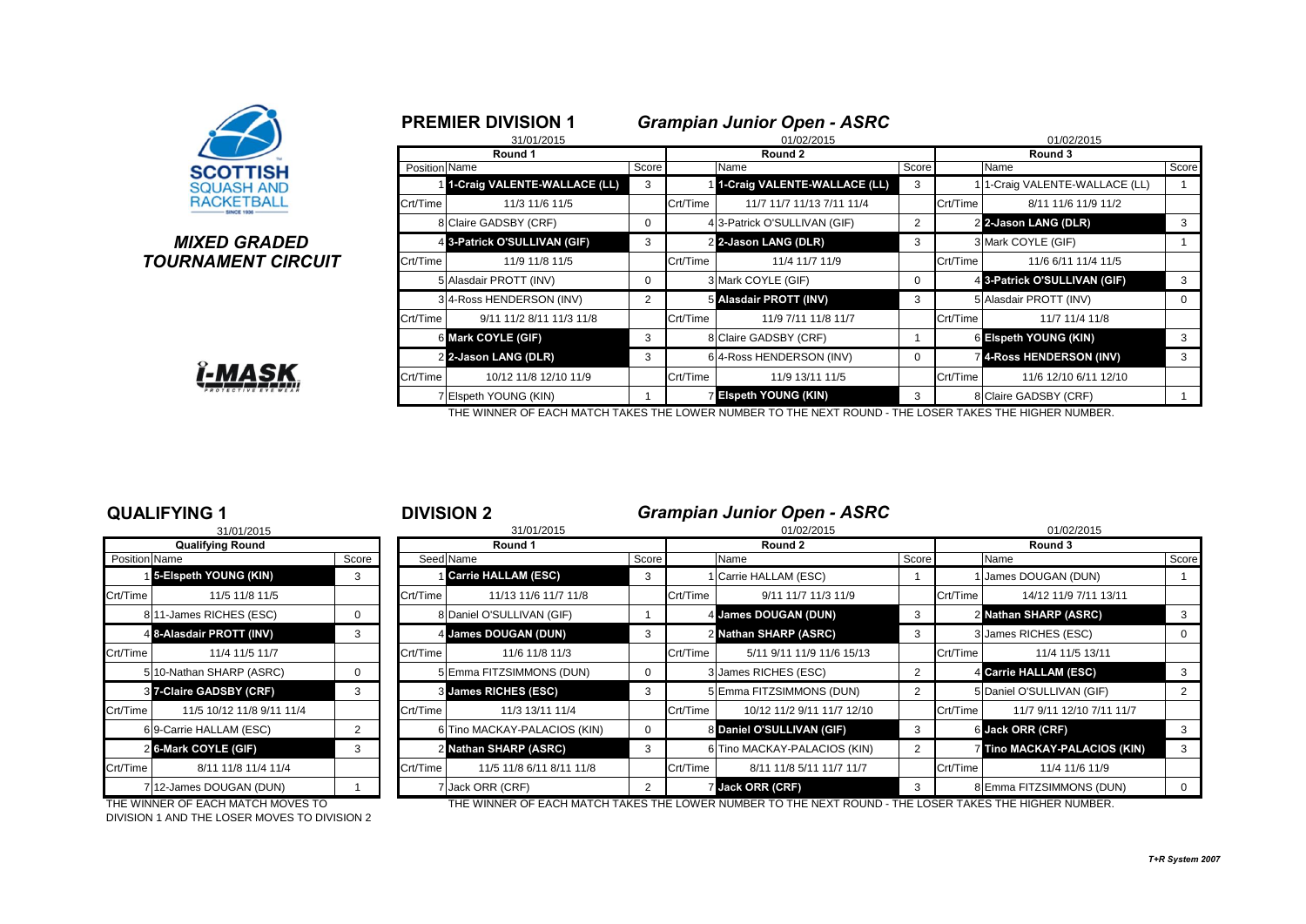SCOTTISH SQUASH AND RACKETBALL

## *MIXED GRADED TOURNAMENT CIRCUIT*

## PREMIER DIVISION 1 — *Grampian Junior Open - ASRC*

| Round 1 (31/01/2015) | | | Round 2 (01/02/2015) | | | Round 3 (01/02/2015) | | |
|---|---|---|---|---|---|---|---|---|
| Position | Name | Score | | Name | Score | | Name | Score |
| 1 | **1-Craig VALENTE-WALLACE (LL)** | 3 | 1 | **1-Craig VALENTE-WALLACE (LL)** | 3 | 1 | 1-Craig VALENTE-WALLACE (LL) | 1 |
| Crt/Time | 11/3 11/6 11/5 | | Crt/Time | 11/7 11/7 11/13 7/11 11/4 | | Crt/Time | 8/11 11/6 11/9 11/2 | |
| 8 | Claire GADSBY (CRF) | 0 | 4 | 3-Patrick O'SULLIVAN (GIF) | 2 | 2 | **2-Jason LANG (DLR)** | 3 |
| 4 | **3-Patrick O'SULLIVAN (GIF)** | 3 | 2 | **2-Jason LANG (DLR)** | 3 | 3 | Mark COYLE (GIF) | 1 |
| Crt/Time | 11/9 11/8 11/5 | | Crt/Time | 11/4 11/7 11/9 | | Crt/Time | 11/6 6/11 11/4 11/5 | |
| 5 | Alasdair PROTT (INV) | 0 | 3 | Mark COYLE (GIF) | 0 | 4 | **3-Patrick O'SULLIVAN (GIF)** | 3 |
| 3 | 4-Ross HENDERSON (INV) | 2 | 5 | **Alasdair PROTT (INV)** | 3 | 5 | Alasdair PROTT (INV) | 0 |
| Crt/Time | 9/11 11/2 8/11 11/3 11/8 | | Crt/Time | 11/9 7/11 11/8 11/7 | | Crt/Time | 11/7 11/4 11/8 | |
| 6 | **Mark COYLE (GIF)** | 3 | 8 | Claire GADSBY (CRF) | 1 | 6 | **Elspeth YOUNG (KIN)** | 3 |
| 2 | **2-Jason LANG (DLR)** | 3 | 6 | 4-Ross HENDERSON (INV) | 0 | 7 | **4-Ross HENDERSON (INV)** | 3 |
| Crt/Time | 10/12 11/8 12/10 11/9 | | Crt/Time | 11/9 13/11 11/5 | | Crt/Time | 11/6 12/10 6/11 12/10 | |
| 7 | Elspeth YOUNG (KIN) | 1 | 7 | **Elspeth YOUNG (KIN)** | 3 | 8 | Claire GADSBY (CRF) | 1 |

THE WINNER OF EACH MATCH TAKES THE LOWER NUMBER TO THE NEXT ROUND - THE LOSER TAKES THE HIGHER NUMBER.

## QUALIFYING 1

| Qualifying Round (31/01/2015) | | |
|---|---|---|
| Position | Name | Score |
| 1 | **5-Elspeth YOUNG (KIN)** | 3 |
| Crt/Time | 11/5 11/8 11/5 | |
| 8 | 11-James RICHES (ESC) | 0 |
| 4 | **8-Alasdair PROTT (INV)** | 3 |
| Crt/Time | 11/4 11/5 11/7 | |
| 5 | 10-Nathan SHARP (ASRC) | 0 |
| 3 | **7-Claire GADSBY (CRF)** | 3 |
| Crt/Time | 11/5 10/12 11/8 9/11 11/4 | |
| 6 | 9-Carrie HALLAM (ESC) | 2 |
| 2 | **6-Mark COYLE (GIF)** | 3 |
| Crt/Time | 8/11 11/8 11/4 11/4 | |
| 7 | 12-James DOUGAN (DUN) | 1 |

THE WINNER OF EACH MATCH MOVES TO DIVISION 1 AND THE LOSER MOVES TO DIVISION 2

## DIVISION 2 — *Grampian Junior Open - ASRC*

| Round 1 (31/01/2015) | | | Round 2 (01/02/2015) | | | Round 3 (01/02/2015) | | |
|---|---|---|---|---|---|---|---|---|
| Seed | Name | Score | | Name | Score | | Name | Score |
| 1 | **Carrie HALLAM (ESC)** | 3 | 1 | Carrie HALLAM (ESC) | 1 | 1 | James DOUGAN (DUN) | 1 |
| Crt/Time | 11/13 11/6 11/7 11/8 | | Crt/Time | 9/11 11/7 11/3 11/9 | | Crt/Time | 14/12 11/9 7/11 13/11 | |
| 8 | Daniel O'SULLIVAN (GIF) | 1 | 4 | **James DOUGAN (DUN)** | 3 | 2 | **Nathan SHARP (ASRC)** | 3 |
| 4 | **James DOUGAN (DUN)** | 3 | 2 | **Nathan SHARP (ASRC)** | 3 | 3 | James RICHES (ESC) | 0 |
| Crt/Time | 11/6 11/8 11/3 | | Crt/Time | 5/11 9/11 11/9 11/6 15/13 | | Crt/Time | 11/4 11/5 13/11 | |
| 5 | Emma FITZSIMMONS (DUN) | 0 | 3 | James RICHES (ESC) | 2 | 4 | **Carrie HALLAM (ESC)** | 3 |
| 3 | **James RICHES (ESC)** | 3 | 5 | Emma FITZSIMMONS (DUN) | 2 | 5 | Daniel O'SULLIVAN (GIF) | 2 |
| Crt/Time | 11/3 13/11 11/4 | | Crt/Time | 10/12 11/2 9/11 11/7 12/10 | | Crt/Time | 11/7 9/11 12/10 7/11 11/7 | |
| 6 | Tino MACKAY-PALACIOS (KIN) | 0 | 8 | **Daniel O'SULLIVAN (GIF)** | 3 | 6 | **Jack ORR (CRF)** | 3 |
| 2 | **Nathan SHARP (ASRC)** | 3 | 6 | Tino MACKAY-PALACIOS (KIN) | 2 | 7 | **Tino MACKAY-PALACIOS (KIN)** | 3 |
| Crt/Time | 11/5 11/8 6/11 8/11 11/8 | | Crt/Time | 8/11 11/8 5/11 11/7 11/7 | | Crt/Time | 11/4 11/6 11/9 | |
| 7 | Jack ORR (CRF) | 2 | 7 | **Jack ORR (CRF)** | 3 | 8 | Emma FITZSIMMONS (DUN) | 0 |

THE WINNER OF EACH MATCH TAKES THE LOWER NUMBER TO THE NEXT ROUND - THE LOSER TAKES THE HIGHER NUMBER.

*T+R System 2007*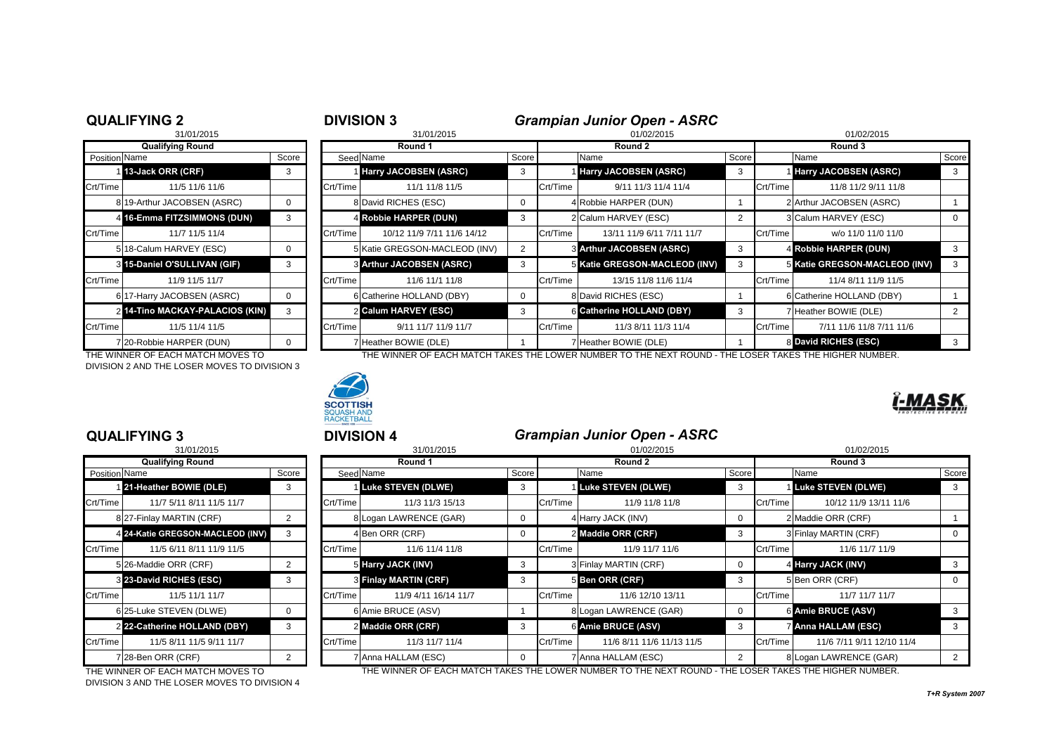## QUALIFYING 2

31/01/2015

| Qualifying Round | | |
|---|---|---|
| Position | Name | Score |
| 1 | **13-Jack ORR (CRF)** | 3 |
| Crt/Time | 11/5 11/6 11/6 | |
| 8 | 19-Arthur JACOBSEN (ASRC) | 0 |
| 4 | **16-Emma FITZSIMMONS (DUN)** | 3 |
| Crt/Time | 11/7 11/5 11/4 | |
| 5 | 18-Calum HARVEY (ESC) | 0 |
| 3 | **15-Daniel O'SULLIVAN (GIF)** | 3 |
| Crt/Time | 11/9 11/5 11/7 | |
| 6 | 17-Harry JACOBSEN (ASRC) | 0 |
| 2 | **14-Tino MACKAY-PALACIOS (KIN)** | 3 |
| Crt/Time | 11/5 11/4 11/5 | |
| 7 | 20-Robbie HARPER (DUN) | 0 |

THE WINNER OF EACH MATCH MOVES TO DIVISION 2 AND THE LOSER MOVES TO DIVISION 3

## DIVISION 3

### *Grampian Junior Open - ASRC*

| Round 1 (31/01/2015) | | | Round 2 (01/02/2015) | | | Round 3 (01/02/2015) | | |
|---|---|---|---|---|---|---|---|---|
| Seed | Name | Score | | Name | Score | | Name | Score |
| 1 | **Harry JACOBSEN (ASRC)** | 3 | 1 | **Harry JACOBSEN (ASRC)** | 3 | 1 | **Harry JACOBSEN (ASRC)** | 3 |
| Crt/Time | 11/1 11/8 11/5 | | Crt/Time | 9/11 11/3 11/4 11/4 | | Crt/Time | 11/8 11/2 9/11 11/8 | |
| 8 | David RICHES (ESC) | 0 | 4 | Robbie HARPER (DUN) | 1 | 2 | Arthur JACOBSEN (ASRC) | 1 |
| 4 | **Robbie HARPER (DUN)** | 3 | 2 | Calum HARVEY (ESC) | 2 | 3 | Calum HARVEY (ESC) | 0 |
| Crt/Time | 10/12 11/9 7/11 11/6 14/12 | | Crt/Time | 13/11 11/9 6/11 7/11 11/7 | | Crt/Time | w/o 11/0 11/0 11/0 | |
| 5 | Katie GREGSON-MACLEOD (INV) | 2 | 3 | **Arthur JACOBSEN (ASRC)** | 3 | 4 | **Robbie HARPER (DUN)** | 3 |
| 3 | **Arthur JACOBSEN (ASRC)** | 3 | 5 | **Katie GREGSON-MACLEOD (INV)** | 3 | 5 | **Katie GREGSON-MACLEOD (INV)** | 3 |
| Crt/Time | 11/6 11/1 11/8 | | Crt/Time | 13/15 11/8 11/6 11/4 | | Crt/Time | 11/4 8/11 11/9 11/5 | |
| 6 | Catherine HOLLAND (DBY) | 0 | 8 | David RICHES (ESC) | 1 | 6 | Catherine HOLLAND (DBY) | 1 |
| 2 | **Calum HARVEY (ESC)** | 3 | 6 | **Catherine HOLLAND (DBY)** | 3 | 7 | Heather BOWIE (DLE) | 2 |
| Crt/Time | 9/11 11/7 11/9 11/7 | | Crt/Time | 11/3 8/11 11/3 11/4 | | Crt/Time | 7/11 11/6 11/8 7/11 11/6 | |
| 7 | Heather BOWIE (DLE) | 1 | 7 | Heather BOWIE (DLE) | 1 | 8 | **David RICHES (ESC)** | 3 |

THE WINNER OF EACH MATCH TAKES THE LOWER NUMBER TO THE NEXT ROUND - THE LOSER TAKES THE HIGHER NUMBER.

## QUALIFYING 3

31/01/2015

| Qualifying Round | | |
|---|---|---|
| Position | Name | Score |
| 1 | **21-Heather BOWIE (DLE)** | 3 |
| Crt/Time | 11/7 5/11 8/11 11/5 11/7 | |
| 8 | 27-Finlay MARTIN (CRF) | 2 |
| 4 | **24-Katie GREGSON-MACLEOD (INV)** | 3 |
| Crt/Time | 11/5 6/11 8/11 11/9 11/5 | |
| 5 | 26-Maddie ORR (CRF) | 2 |
| 3 | **23-David RICHES (ESC)** | 3 |
| Crt/Time | 11/5 11/1 11/7 | |
| 6 | 25-Luke STEVEN (DLWE) | 0 |
| 2 | **22-Catherine HOLLAND (DBY)** | 3 |
| Crt/Time | 11/5 8/11 11/5 9/11 11/7 | |
| 7 | 28-Ben ORR (CRF) | 2 |

THE WINNER OF EACH MATCH MOVES TO DIVISION 3 AND THE LOSER MOVES TO DIVISION 4

## DIVISION 4

### *Grampian Junior Open - ASRC*

| Round 1 (31/01/2015) | | | Round 2 (01/02/2015) | | | Round 3 (01/02/2015) | | |
|---|---|---|---|---|---|---|---|---|
| Seed | Name | Score | | Name | Score | | Name | Score |
| 1 | **Luke STEVEN (DLWE)** | 3 | 1 | **Luke STEVEN (DLWE)** | 3 | 1 | **Luke STEVEN (DLWE)** | 3 |
| Crt/Time | 11/3 11/3 15/13 | | Crt/Time | 11/9 11/8 11/8 | | Crt/Time | 10/12 11/9 13/11 11/6 | |
| 8 | Logan LAWRENCE (GAR) | 0 | 4 | Harry JACK (INV) | 0 | 2 | Maddie ORR (CRF) | 1 |
| 4 | Ben ORR (CRF) | 0 | 2 | **Maddie ORR (CRF)** | 3 | 3 | Finlay MARTIN (CRF) | 0 |
| Crt/Time | 11/6 11/4 11/8 | | Crt/Time | 11/9 11/7 11/6 | | Crt/Time | 11/6 11/7 11/9 | |
| 5 | **Harry JACK (INV)** | 3 | 3 | Finlay MARTIN (CRF) | 0 | 4 | **Harry JACK (INV)** | 3 |
| 3 | **Finlay MARTIN (CRF)** | 3 | 5 | **Ben ORR (CRF)** | 3 | 5 | Ben ORR (CRF) | 0 |
| Crt/Time | 11/9 4/11 16/14 11/7 | | Crt/Time | 11/6 12/10 13/11 | | Crt/Time | 11/7 11/7 11/7 | |
| 6 | Amie BRUCE (ASV) | 1 | 8 | Logan LAWRENCE (GAR) | 0 | 6 | **Amie BRUCE (ASV)** | 3 |
| 2 | **Maddie ORR (CRF)** | 3 | 6 | **Amie BRUCE (ASV)** | 3 | 7 | **Anna HALLAM (ESC)** | 3 |
| Crt/Time | 11/3 11/7 11/4 | | Crt/Time | 11/6 8/11 11/6 11/13 11/5 | | Crt/Time | 11/6 7/11 9/11 12/10 11/4 | |
| 7 | Anna HALLAM (ESC) | 0 | 7 | Anna HALLAM (ESC) | 2 | 8 | Logan LAWRENCE (GAR) | 2 |

THE WINNER OF EACH MATCH TAKES THE LOWER NUMBER TO THE NEXT ROUND - THE LOSER TAKES THE HIGHER NUMBER.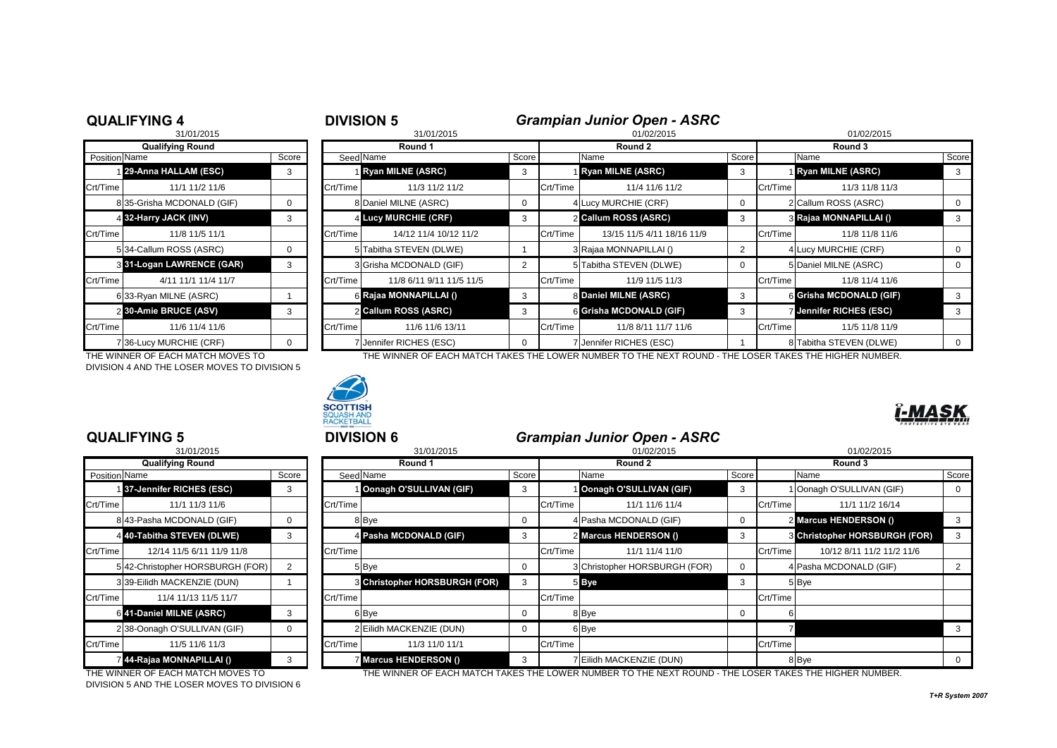## QUALIFYING 4

31/01/2015

| Qualifying Round | | |
|---|---|---|
| Position | Name | Score |
| 1 | 29-Anna HALLAM (ESC) | 3 |
| Crt/Time | 11/1 11/2 11/6 | |
| 8 | 35-Grisha MCDONALD (GIF) | 0 |
| 4 | 32-Harry JACK (INV) | 3 |
| Crt/Time | 11/8 11/5 11/1 | |
| 5 | 34-Callum ROSS (ASRC) | 0 |
| 3 | 31-Logan LAWRENCE (GAR) | 3 |
| Crt/Time | 4/11 11/1 11/4 11/7 | |
| 6 | 33-Ryan MILNE (ASRC) | 1 |
| 2 | 30-Amie BRUCE (ASV) | 3 |
| Crt/Time | 11/6 11/4 11/6 | |
| 7 | 36-Lucy MURCHIE (CRF) | 0 |

THE WINNER OF EACH MATCH MOVES TO DIVISION 4 AND THE LOSER MOVES TO DIVISION 5

## DIVISION 5

### *Grampian Junior Open - ASRC*

| Round 1 (31/01/2015) | | | Round 2 (01/02/2015) | | | Round 3 (01/02/2015) | | |
|---|---|---|---|---|---|---|---|---|
| Seed | Name | Score | | Name | Score | | Name | Score |
| 1 | Ryan MILNE (ASRC) | 3 | 1 | Ryan MILNE (ASRC) | 3 | 1 | Ryan MILNE (ASRC) | 3 |
| Crt/Time | 11/3 11/2 11/2 | | Crt/Time | 11/4 11/6 11/2 | | Crt/Time | 11/3 11/8 11/3 | |
| 8 | Daniel MILNE (ASRC) | 0 | 4 | Lucy MURCHIE (CRF) | 0 | 2 | Callum ROSS (ASRC) | 0 |
| 4 | Lucy MURCHIE (CRF) | 3 | 2 | Callum ROSS (ASRC) | 3 | 3 | Rajaa MONNAPILLAI () | 3 |
| Crt/Time | 14/12 11/4 10/12 11/2 | | Crt/Time | 13/15 11/5 4/11 18/16 11/9 | | Crt/Time | 11/8 11/8 11/6 | |
| 5 | Tabitha STEVEN (DLWE) | 1 | 3 | Rajaa MONNAPILLAI () | 2 | 4 | Lucy MURCHIE (CRF) | 0 |
| 3 | Grisha MCDONALD (GIF) | 2 | 5 | Tabitha STEVEN (DLWE) | 0 | 5 | Daniel MILNE (ASRC) | 0 |
| Crt/Time | 11/8 6/11 9/11 11/5 11/5 | | Crt/Time | 11/9 11/5 11/3 | | Crt/Time | 11/8 11/4 11/6 | |
| 6 | Rajaa MONNAPILLAI () | 3 | 8 | Daniel MILNE (ASRC) | 3 | 6 | Grisha MCDONALD (GIF) | 3 |
| 2 | Callum ROSS (ASRC) | 3 | 6 | Grisha MCDONALD (GIF) | 3 | 7 | Jennifer RICHES (ESC) | 3 |
| Crt/Time | 11/6 11/6 13/11 | | Crt/Time | 11/8 8/11 11/7 11/6 | | Crt/Time | 11/5 11/8 11/9 | |
| 7 | Jennifer RICHES (ESC) | 0 | 7 | Jennifer RICHES (ESC) | 1 | 8 | Tabitha STEVEN (DLWE) | 0 |

THE WINNER OF EACH MATCH TAKES THE LOWER NUMBER TO THE NEXT ROUND - THE LOSER TAKES THE HIGHER NUMBER.

## QUALIFYING 5

31/01/2015

| Qualifying Round | | |
|---|---|---|
| Position | Name | Score |
| 1 | 37-Jennifer RICHES (ESC) | 3 |
| Crt/Time | 11/1 11/3 11/6 | |
| 8 | 43-Pasha MCDONALD (GIF) | 0 |
| 4 | 40-Tabitha STEVEN (DLWE) | 3 |
| Crt/Time | 12/14 11/5 6/11 11/9 11/8 | |
| 5 | 42-Christopher HORSBURGH (FOR) | 2 |
| 3 | 39-Eilidh MACKENZIE (DUN) | 1 |
| Crt/Time | 11/4 11/13 11/5 11/7 | |
| 6 | 41-Daniel MILNE (ASRC) | 3 |
| 2 | 38-Oonagh O'SULLIVAN (GIF) | 0 |
| Crt/Time | 11/5 11/6 11/3 | |
| 7 | 44-Rajaa MONNAPILLAI () | 3 |

THE WINNER OF EACH MATCH MOVES TO DIVISION 5 AND THE LOSER MOVES TO DIVISION 6

## DIVISION 6

### *Grampian Junior Open - ASRC*

| Round 1 (31/01/2015) | | | Round 2 (01/02/2015) | | | Round 3 (01/02/2015) | | |
|---|---|---|---|---|---|---|---|---|
| Seed | Name | Score | | Name | Score | | Name | Score |
| 1 | Oonagh O'SULLIVAN (GIF) | 3 | 1 | Oonagh O'SULLIVAN (GIF) | 3 | 1 | Oonagh O'SULLIVAN (GIF) | 0 |
| Crt/Time | | | Crt/Time | 11/1 11/6 11/4 | | Crt/Time | 11/1 11/2 16/14 | |
| 8 | Bye | 0 | 4 | Pasha MCDONALD (GIF) | 0 | 2 | Marcus HENDERSON () | 3 |
| 4 | Pasha MCDONALD (GIF) | 3 | 2 | Marcus HENDERSON () | 3 | 3 | Christopher HORSBURGH (FOR) | 3 |
| Crt/Time | | | Crt/Time | 11/1 11/4 11/0 | | Crt/Time | 10/12 8/11 11/2 11/2 11/6 | |
| 5 | Bye | 0 | 3 | Christopher HORSBURGH (FOR) | 0 | 4 | Pasha MCDONALD (GIF) | 2 |
| 3 | Christopher HORSBURGH (FOR) | 3 | 5 | Bye | 3 | 5 | Bye | |
| Crt/Time | | | Crt/Time | | | Crt/Time | | |
| 6 | Bye | 0 | 8 | Bye | 0 | 6 | | |
| 2 | Eilidh MACKENZIE (DUN) | 0 | 6 | Bye | | 7 | | 3 |
| Crt/Time | 11/3 11/0 11/1 | | Crt/Time | | | Crt/Time | | |
| 7 | Marcus HENDERSON () | 3 | 7 | Eilidh MACKENZIE (DUN) | | 8 | Bye | 0 |

THE WINNER OF EACH MATCH TAKES THE LOWER NUMBER TO THE NEXT ROUND - THE LOSER TAKES THE HIGHER NUMBER.

*T+R System 2007*